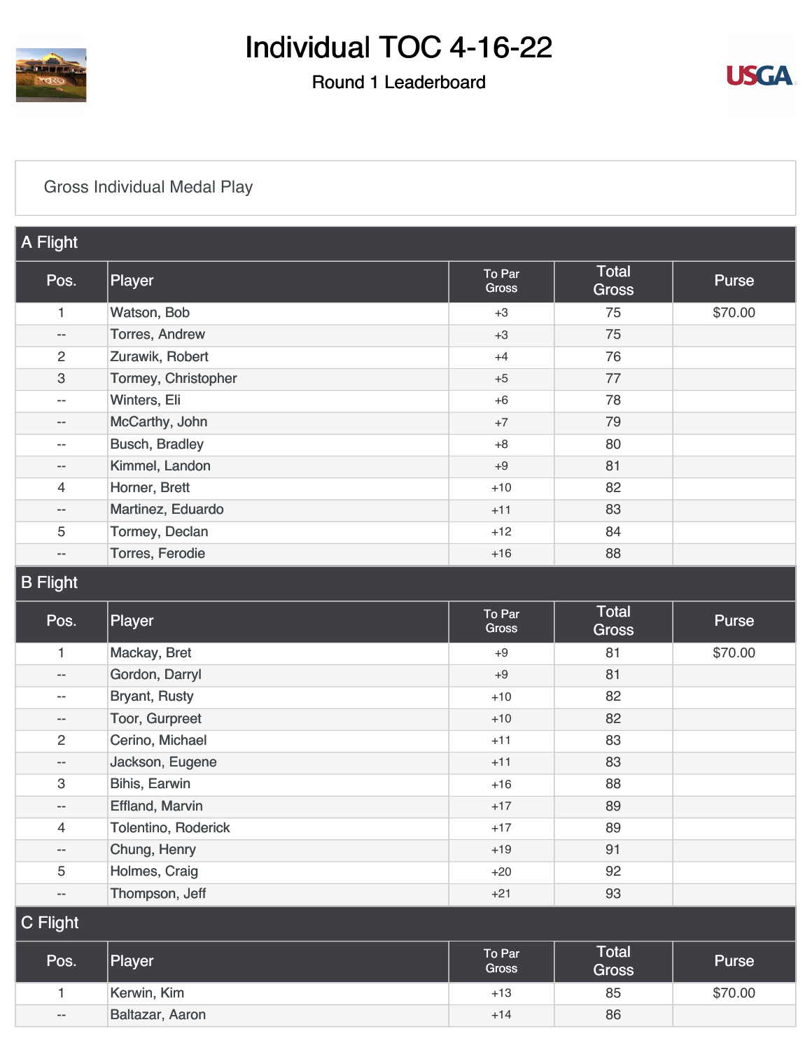# Individual TOC 4-16-22

## Round 1 Leaderboard

### Gross Individual Medal Play

#### A Flight

| Pos. | Player | To Par Gross | Total Gross | Purse |
|---|---|---|---|---|
| 1 | Watson, Bob | +3 | 75 | $70.00 |
| -- | Torres, Andrew | +3 | 75 | |
| 2 | Zurawik, Robert | +4 | 76 | |
| 3 | Tormey, Christopher | +5 | 77 | |
| -- | Winters, Eli | +6 | 78 | |
| -- | McCarthy, John | +7 | 79 | |
| -- | Busch, Bradley | +8 | 80 | |
| -- | Kimmel, Landon | +9 | 81 | |
| 4 | Horner, Brett | +10 | 82 | |
| -- | Martinez, Eduardo | +11 | 83 | |
| 5 | Tormey, Declan | +12 | 84 | |
| -- | Torres, Ferodie | +16 | 88 | |

#### B Flight

| Pos. | Player | To Par Gross | Total Gross | Purse |
|---|---|---|---|---|
| 1 | Mackay, Bret | +9 | 81 | $70.00 |
| -- | Gordon, Darryl | +9 | 81 | |
| -- | Bryant, Rusty | +10 | 82 | |
| -- | Toor, Gurpreet | +10 | 82 | |
| 2 | Cerino, Michael | +11 | 83 | |
| -- | Jackson, Eugene | +11 | 83 | |
| 3 | Bihis, Earwin | +16 | 88 | |
| -- | Effland, Marvin | +17 | 89 | |
| 4 | Tolentino, Roderick | +17 | 89 | |
| -- | Chung, Henry | +19 | 91 | |
| 5 | Holmes, Craig | +20 | 92 | |
| -- | Thompson, Jeff | +21 | 93 | |

#### C Flight

| Pos. | Player | To Par Gross | Total Gross | Purse |
|---|---|---|---|---|
| 1 | Kerwin, Kim | +13 | 85 | $70.00 |
| -- | Baltazar, Aaron | +14 | 86 | |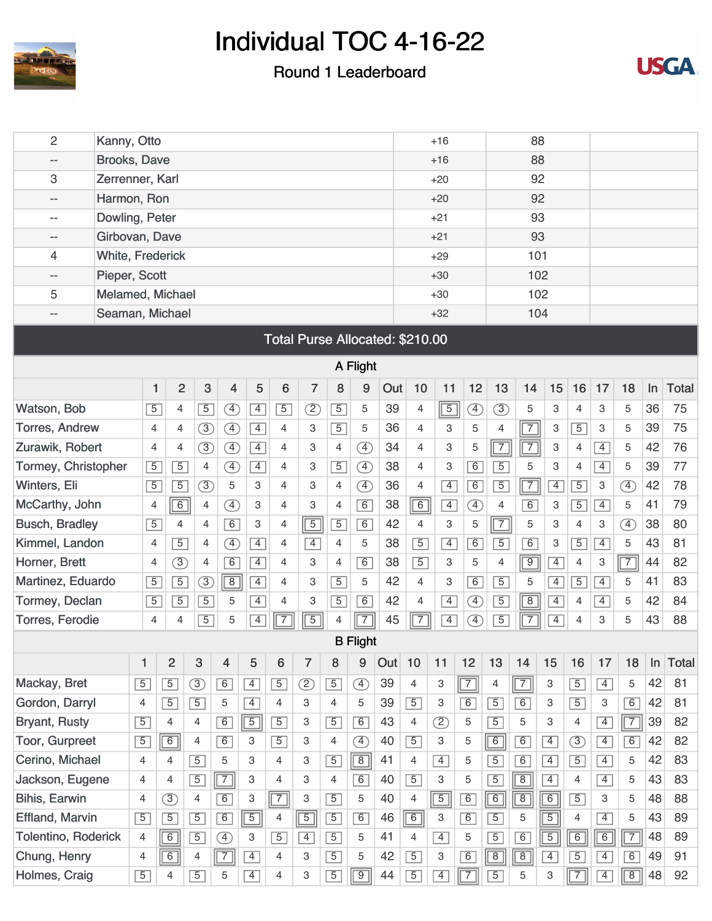# Individual TOC 4-16-22

Round 1 Leaderboard

| | | | | |
|---|---|---|---|---|
| 2 | Kanny, Otto | +16 | 88 | |
| -- | Brooks, Dave | +16 | 88 | |
| 3 | Zerrenner, Karl | +20 | 92 | |
| -- | Harmon, Ron | +20 | 92 | |
| -- | Dowling, Peter | +21 | 93 | |
| -- | Girbovan, Dave | +21 | 93 | |
| 4 | White, Frederick | +29 | 101 | |
| -- | Pieper, Scott | +30 | 102 | |
| 5 | Melamed, Michael | +30 | 102 | |
| -- | Seaman, Michael | +32 | 104 | |

**Total Purse Allocated: $210.00**

## A Flight

| | 1 | 2 | 3 | 4 | 5 | 6 | 7 | 8 | 9 | Out | 10 | 11 | 12 | 13 | 14 | 15 | 16 | 17 | 18 | In | Total |
|---|---|---|---|---|---|---|---|---|---|---|---|---|---|---|---|---|---|---|---|---|---|
| Watson, Bob | 5 | 4 | 5 | 4 | 4 | 5 | 2 | 5 | 5 | 39 | 4 | 5 | 4 | 3 | 5 | 3 | 4 | 3 | 5 | 36 | 75 |
| Torres, Andrew | 4 | 4 | 3 | 4 | 4 | 4 | 3 | 5 | 5 | 36 | 4 | 3 | 5 | 4 | 7 | 3 | 5 | 3 | 5 | 39 | 75 |
| Zurawik, Robert | 4 | 4 | 3 | 4 | 4 | 4 | 3 | 4 | 4 | 34 | 4 | 3 | 5 | 7 | 7 | 3 | 4 | 4 | 5 | 42 | 76 |
| Tormey, Christopher | 5 | 5 | 4 | 4 | 4 | 4 | 3 | 5 | 4 | 38 | 4 | 3 | 6 | 5 | 5 | 3 | 4 | 4 | 5 | 39 | 77 |
| Winters, Eli | 5 | 5 | 3 | 5 | 3 | 4 | 3 | 4 | 4 | 36 | 4 | 4 | 6 | 5 | 7 | 4 | 5 | 3 | 4 | 42 | 78 |
| McCarthy, John | 4 | 6 | 4 | 4 | 3 | 4 | 3 | 4 | 6 | 38 | 6 | 4 | 4 | 4 | 6 | 3 | 5 | 4 | 5 | 41 | 79 |
| Busch, Bradley | 5 | 4 | 4 | 6 | 3 | 4 | 5 | 5 | 6 | 42 | 4 | 3 | 5 | 7 | 5 | 3 | 4 | 3 | 4 | 38 | 80 |
| Kimmel, Landon | 4 | 5 | 4 | 4 | 4 | 4 | 4 | 4 | 5 | 38 | 5 | 4 | 6 | 5 | 6 | 3 | 5 | 4 | 5 | 43 | 81 |
| Horner, Brett | 4 | 3 | 4 | 6 | 4 | 4 | 3 | 4 | 6 | 38 | 5 | 3 | 5 | 4 | 9 | 4 | 4 | 3 | 7 | 44 | 82 |
| Martinez, Eduardo | 5 | 5 | 3 | 8 | 4 | 4 | 3 | 5 | 5 | 42 | 4 | 3 | 6 | 5 | 5 | 4 | 5 | 4 | 5 | 41 | 83 |
| Tormey, Declan | 5 | 5 | 5 | 5 | 4 | 4 | 3 | 5 | 6 | 42 | 4 | 4 | 4 | 5 | 8 | 4 | 4 | 4 | 5 | 42 | 84 |
| Torres, Ferodie | 4 | 4 | 5 | 5 | 4 | 7 | 5 | 4 | 7 | 45 | 7 | 4 | 4 | 5 | 7 | 4 | 4 | 3 | 5 | 43 | 88 |

## B Flight

| | 1 | 2 | 3 | 4 | 5 | 6 | 7 | 8 | 9 | Out | 10 | 11 | 12 | 13 | 14 | 15 | 16 | 17 | 18 | In | Total |
|---|---|---|---|---|---|---|---|---|---|---|---|---|---|---|---|---|---|---|---|---|---|
| Mackay, Bret | 5 | 5 | 3 | 6 | 4 | 5 | 2 | 5 | 4 | 39 | 4 | 3 | 7 | 4 | 7 | 3 | 5 | 4 | 5 | 42 | 81 |
| Gordon, Darryl | 4 | 5 | 5 | 5 | 4 | 4 | 3 | 4 | 5 | 39 | 5 | 3 | 6 | 5 | 6 | 3 | 5 | 3 | 6 | 42 | 81 |
| Bryant, Rusty | 5 | 4 | 4 | 6 | 5 | 5 | 3 | 5 | 6 | 43 | 4 | 2 | 5 | 5 | 5 | 3 | 4 | 4 | 7 | 39 | 82 |
| Toor, Gurpreet | 5 | 6 | 4 | 6 | 3 | 5 | 3 | 4 | 4 | 40 | 5 | 3 | 5 | 6 | 6 | 4 | 3 | 4 | 6 | 42 | 82 |
| Cerino, Michael | 4 | 4 | 5 | 5 | 3 | 4 | 3 | 5 | 8 | 41 | 4 | 4 | 5 | 5 | 6 | 4 | 5 | 4 | 5 | 42 | 83 |
| Jackson, Eugene | 4 | 4 | 5 | 7 | 3 | 4 | 3 | 4 | 6 | 40 | 5 | 3 | 5 | 5 | 8 | 4 | 4 | 4 | 5 | 43 | 83 |
| Bihis, Earwin | 4 | 3 | 4 | 6 | 3 | 7 | 3 | 5 | 5 | 40 | 4 | 5 | 6 | 6 | 8 | 6 | 5 | 3 | 5 | 48 | 88 |
| Effland, Marvin | 5 | 5 | 5 | 6 | 5 | 4 | 5 | 5 | 6 | 46 | 6 | 3 | 6 | 5 | 5 | 5 | 4 | 4 | 5 | 43 | 89 |
| Tolentino, Roderick | 4 | 6 | 5 | 4 | 3 | 5 | 4 | 5 | 5 | 41 | 4 | 4 | 5 | 5 | 6 | 5 | 6 | 6 | 7 | 48 | 89 |
| Chung, Henry | 4 | 6 | 4 | 7 | 4 | 4 | 3 | 5 | 5 | 42 | 5 | 3 | 6 | 8 | 8 | 4 | 5 | 4 | 6 | 49 | 91 |
| Holmes, Craig | 5 | 4 | 5 | 5 | 4 | 4 | 3 | 5 | 9 | 44 | 5 | 4 | 7 | 5 | 5 | 3 | 7 | 4 | 8 | 48 | 92 |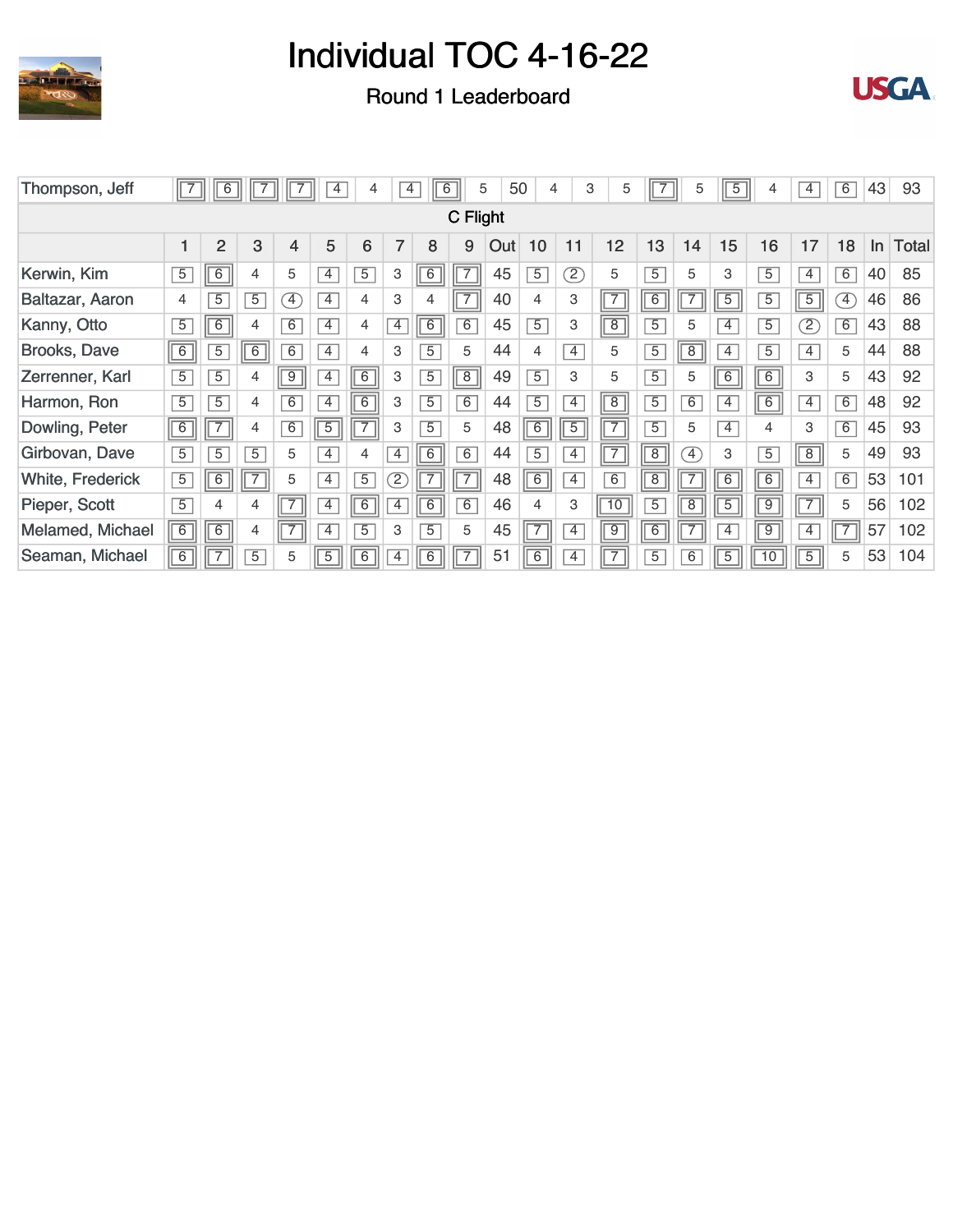# Individual TOC 4-16-22

## Round 1 Leaderboard

| | 1 | 2 | 3 | 4 | 5 | 6 | 7 | 8 | 9 | Out | 10 | 11 | 12 | 13 | 14 | 15 | 16 | 17 | 18 | In | Total |
|---|---|---|---|---|---|---|---|---|---|---|---|---|---|---|---|---|---|---|---|---|---|
| Thompson, Jeff | 7 | 6 | 7 | 7 | 4 | 4 | 4 | 6 | 5 | 50 | 4 | 3 | 5 | 7 | 5 | 5 | 4 | 4 | 6 | 43 | 93 |

**C Flight**

| | 1 | 2 | 3 | 4 | 5 | 6 | 7 | 8 | 9 | Out | 10 | 11 | 12 | 13 | 14 | 15 | 16 | 17 | 18 | In | Total |
|---|---|---|---|---|---|---|---|---|---|---|---|---|---|---|---|---|---|---|---|---|---|
| Kerwin, Kim | 5 | 6 | 4 | 5 | 4 | 5 | 3 | 6 | 7 | 45 | 5 | 2 | 5 | 5 | 5 | 3 | 5 | 4 | 6 | 40 | 85 |
| Baltazar, Aaron | 4 | 5 | 5 | 4 | 4 | 4 | 3 | 4 | 7 | 40 | 4 | 3 | 7 | 6 | 7 | 5 | 5 | 5 | 4 | 46 | 86 |
| Kanny, Otto | 5 | 6 | 4 | 6 | 4 | 4 | 4 | 6 | 6 | 45 | 5 | 3 | 8 | 5 | 5 | 4 | 5 | 2 | 6 | 43 | 88 |
| Brooks, Dave | 6 | 5 | 6 | 6 | 4 | 4 | 3 | 5 | 5 | 44 | 4 | 4 | 5 | 5 | 8 | 4 | 5 | 4 | 5 | 44 | 88 |
| Zerrenner, Karl | 5 | 5 | 4 | 9 | 4 | 6 | 3 | 5 | 8 | 49 | 5 | 3 | 5 | 5 | 5 | 6 | 6 | 3 | 5 | 43 | 92 |
| Harmon, Ron | 5 | 5 | 4 | 6 | 4 | 6 | 3 | 5 | 6 | 44 | 5 | 4 | 8 | 5 | 6 | 4 | 6 | 4 | 6 | 48 | 92 |
| Dowling, Peter | 6 | 7 | 4 | 6 | 5 | 7 | 3 | 5 | 5 | 48 | 6 | 5 | 7 | 5 | 5 | 4 | 4 | 3 | 6 | 45 | 93 |
| Girbovan, Dave | 5 | 5 | 5 | 5 | 4 | 4 | 4 | 6 | 6 | 44 | 5 | 4 | 7 | 8 | 4 | 3 | 5 | 8 | 5 | 49 | 93 |
| White, Frederick | 5 | 6 | 7 | 5 | 4 | 5 | 2 | 7 | 7 | 48 | 6 | 4 | 6 | 8 | 7 | 6 | 6 | 4 | 6 | 53 | 101 |
| Pieper, Scott | 5 | 4 | 4 | 7 | 4 | 6 | 4 | 6 | 6 | 46 | 4 | 3 | 10 | 5 | 8 | 5 | 9 | 7 | 5 | 56 | 102 |
| Melamed, Michael | 6 | 6 | 4 | 7 | 4 | 5 | 3 | 5 | 5 | 45 | 7 | 4 | 9 | 6 | 7 | 4 | 9 | 4 | 7 | 57 | 102 |
| Seaman, Michael | 6 | 7 | 5 | 5 | 5 | 6 | 4 | 6 | 7 | 51 | 6 | 4 | 7 | 5 | 6 | 5 | 10 | 5 | 5 | 53 | 104 |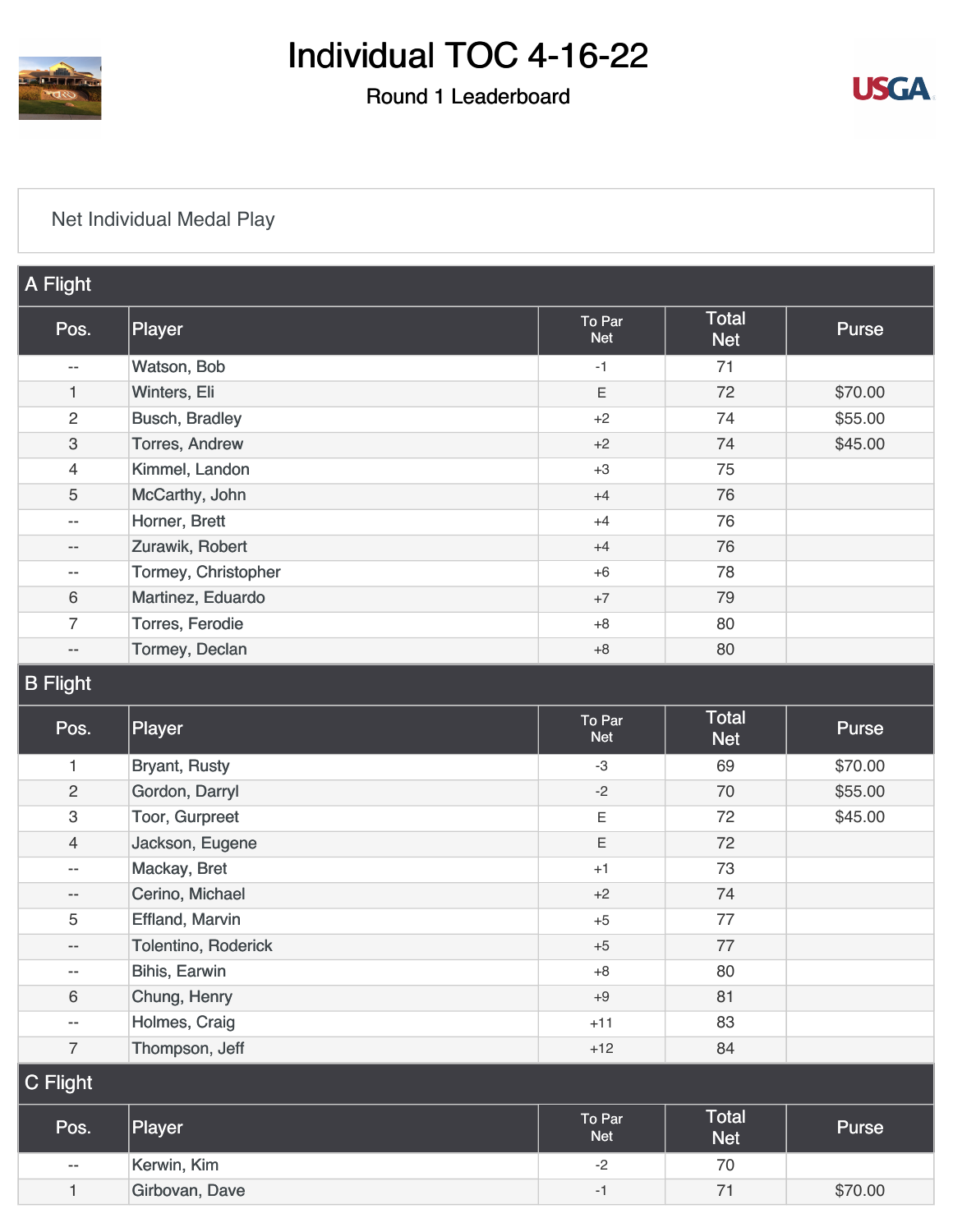# Individual TOC 4-16-22

## Round 1 Leaderboard

Net Individual Medal Play

### A Flight

| Pos. | Player | To Par Net | Total Net | Purse |
|---|---|---|---|---|
| -- | Watson, Bob | -1 | 71 | |
| 1 | Winters, Eli | E | 72 | $70.00 |
| 2 | Busch, Bradley | +2 | 74 | $55.00 |
| 3 | Torres, Andrew | +2 | 74 | $45.00 |
| 4 | Kimmel, Landon | +3 | 75 | |
| 5 | McCarthy, John | +4 | 76 | |
| -- | Horner, Brett | +4 | 76 | |
| -- | Zurawik, Robert | +4 | 76 | |
| -- | Tormey, Christopher | +6 | 78 | |
| 6 | Martinez, Eduardo | +7 | 79 | |
| 7 | Torres, Ferodie | +8 | 80 | |
| -- | Tormey, Declan | +8 | 80 | |

### B Flight

| Pos. | Player | To Par Net | Total Net | Purse |
|---|---|---|---|---|
| 1 | Bryant, Rusty | -3 | 69 | $70.00 |
| 2 | Gordon, Darryl | -2 | 70 | $55.00 |
| 3 | Toor, Gurpreet | E | 72 | $45.00 |
| 4 | Jackson, Eugene | E | 72 | |
| -- | Mackay, Bret | +1 | 73 | |
| -- | Cerino, Michael | +2 | 74 | |
| 5 | Effland, Marvin | +5 | 77 | |
| -- | Tolentino, Roderick | +5 | 77 | |
| -- | Bihis, Earwin | +8 | 80 | |
| 6 | Chung, Henry | +9 | 81 | |
| -- | Holmes, Craig | +11 | 83 | |
| 7 | Thompson, Jeff | +12 | 84 | |

### C Flight

| Pos. | Player | To Par Net | Total Net | Purse |
|---|---|---|---|---|
| -- | Kerwin, Kim | -2 | 70 | |
| 1 | Girbovan, Dave | -1 | 71 | $70.00 |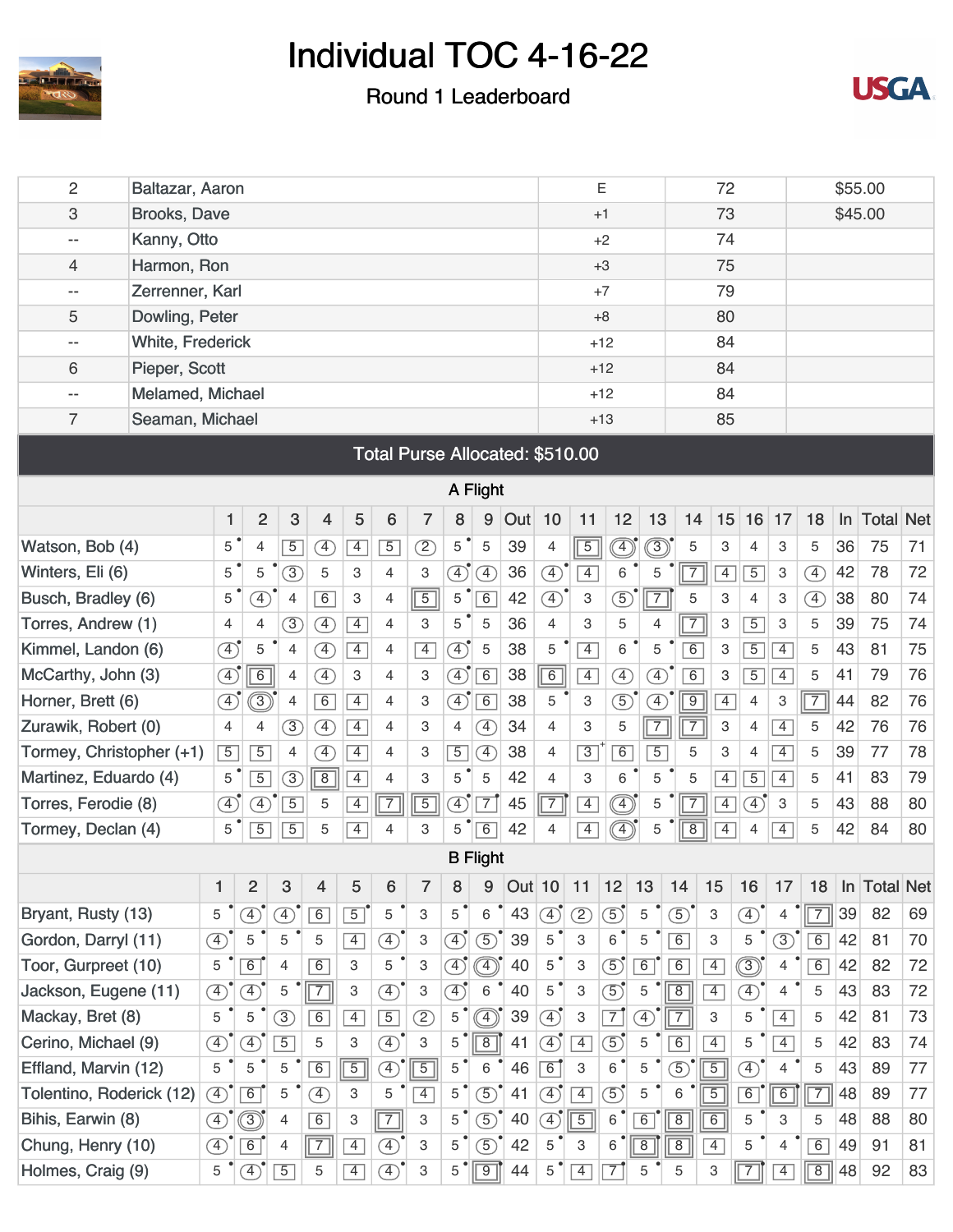# Individual TOC 4-16-22

## Round 1 Leaderboard

| | | | | |
|---|---|---|---|---|
| 2 | Baltazar, Aaron | E | 72 | $55.00 |
| 3 | Brooks, Dave | +1 | 73 | $45.00 |
| -- | Kanny, Otto | +2 | 74 | |
| 4 | Harmon, Ron | +3 | 75 | |
| -- | Zerrenner, Karl | +7 | 79 | |
| 5 | Dowling, Peter | +8 | 80 | |
| -- | White, Frederick | +12 | 84 | |
| 6 | Pieper, Scott | +12 | 84 | |
| -- | Melamed, Michael | +12 | 84 | |
| 7 | Seaman, Michael | +13 | 85 | |

**Total Purse Allocated: $510.00**

### A Flight

| | 1 | 2 | 3 | 4 | 5 | 6 | 7 | 8 | 9 | Out | 10 | 11 | 12 | 13 | 14 | 15 | 16 | 17 | 18 | In | Total | Net |
|---|---|---|---|---|---|---|---|---|---|---|---|---|---|---|---|---|---|---|---|---|---|---|
| Watson, Bob (4) | 5 | 4 | 5 | 4 | 4 | 5 | 2 | 5 | 5 | 39 | 4 | 5 | 4 | 3 | 5 | 3 | 4 | 3 | 5 | 36 | 75 | 71 |
| Winters, Eli (6) | 5 | 5 | 3 | 5 | 3 | 4 | 3 | 4 | 4 | 36 | 4 | 4 | 6 | 5 | 7 | 4 | 5 | 3 | 4 | 42 | 78 | 72 |
| Busch, Bradley (6) | 5 | 4 | 4 | 6 | 3 | 4 | 5 | 5 | 6 | 42 | 4 | 3 | 5 | 7 | 5 | 3 | 4 | 3 | 4 | 38 | 80 | 74 |
| Torres, Andrew (1) | 4 | 4 | 3 | 4 | 4 | 4 | 3 | 5 | 5 | 36 | 4 | 3 | 5 | 4 | 7 | 3 | 5 | 3 | 5 | 39 | 75 | 74 |
| Kimmel, Landon (6) | 4 | 5 | 4 | 4 | 4 | 4 | 4 | 4 | 5 | 38 | 5 | 4 | 6 | 5 | 6 | 3 | 5 | 4 | 5 | 43 | 81 | 75 |
| McCarthy, John (3) | 4 | 6 | 4 | 4 | 3 | 4 | 3 | 4 | 6 | 38 | 6 | 4 | 4 | 4 | 6 | 3 | 5 | 4 | 5 | 41 | 79 | 76 |
| Horner, Brett (6) | 4 | 3 | 4 | 6 | 4 | 4 | 3 | 4 | 6 | 38 | 5 | 3 | 5 | 4 | 9 | 4 | 4 | 3 | 7 | 44 | 82 | 76 |
| Zurawik, Robert (0) | 4 | 4 | 3 | 4 | 4 | 4 | 3 | 4 | 4 | 34 | 4 | 3 | 5 | 7 | 7 | 3 | 4 | 4 | 5 | 42 | 76 | 76 |
| Tormey, Christopher (+1) | 5 | 5 | 4 | 4 | 4 | 4 | 3 | 5 | 4 | 38 | 4 | 3 | 6 | 5 | 5 | 3 | 4 | 4 | 5 | 39 | 77 | 78 |
| Martinez, Eduardo (4) | 5 | 5 | 3 | 8 | 4 | 4 | 3 | 5 | 5 | 42 | 4 | 3 | 6 | 5 | 5 | 4 | 5 | 4 | 5 | 41 | 83 | 79 |
| Torres, Ferodie (8) | 4 | 4 | 5 | 5 | 4 | 7 | 5 | 4 | 7 | 45 | 7 | 4 | 4 | 5 | 7 | 4 | 4 | 3 | 5 | 43 | 88 | 80 |
| Tormey, Declan (4) | 5 | 5 | 5 | 5 | 4 | 4 | 3 | 5 | 6 | 42 | 4 | 4 | 4 | 5 | 8 | 4 | 4 | 4 | 5 | 42 | 84 | 80 |

### B Flight

| | 1 | 2 | 3 | 4 | 5 | 6 | 7 | 8 | 9 | Out | 10 | 11 | 12 | 13 | 14 | 15 | 16 | 17 | 18 | In | Total | Net |
|---|---|---|---|---|---|---|---|---|---|---|---|---|---|---|---|---|---|---|---|---|---|---|
| Bryant, Rusty (13) | 5 | 4 | 4 | 6 | 5 | 5 | 3 | 5 | 6 | 43 | 4 | 2 | 5 | 5 | 5 | 3 | 4 | 4 | 7 | 39 | 82 | 69 |
| Gordon, Darryl (11) | 4 | 5 | 5 | 5 | 4 | 4 | 3 | 4 | 5 | 39 | 5 | 3 | 6 | 5 | 6 | 3 | 5 | 3 | 6 | 42 | 81 | 70 |
| Toor, Gurpreet (10) | 5 | 6 | 4 | 6 | 3 | 5 | 3 | 4 | 4 | 40 | 5 | 3 | 5 | 6 | 6 | 4 | 3 | 4 | 6 | 42 | 82 | 72 |
| Jackson, Eugene (11) | 4 | 4 | 5 | 7 | 3 | 4 | 3 | 4 | 6 | 40 | 5 | 3 | 5 | 5 | 8 | 4 | 4 | 4 | 5 | 43 | 83 | 72 |
| Mackay, Bret (8) | 5 | 5 | 3 | 6 | 4 | 5 | 2 | 5 | 4 | 39 | 4 | 3 | 7 | 4 | 7 | 3 | 5 | 4 | 5 | 42 | 81 | 73 |
| Cerino, Michael (9) | 4 | 4 | 5 | 5 | 3 | 4 | 3 | 5 | 8 | 41 | 4 | 4 | 5 | 5 | 6 | 4 | 5 | 4 | 5 | 42 | 83 | 74 |
| Effland, Marvin (12) | 5 | 5 | 5 | 6 | 5 | 4 | 5 | 5 | 6 | 46 | 6 | 3 | 6 | 5 | 5 | 5 | 4 | 4 | 5 | 43 | 89 | 77 |
| Tolentino, Roderick (12) | 4 | 6 | 5 | 4 | 3 | 5 | 4 | 5 | 5 | 41 | 4 | 4 | 5 | 5 | 6 | 5 | 6 | 6 | 7 | 48 | 89 | 77 |
| Bihis, Earwin (8) | 4 | 3 | 4 | 6 | 3 | 7 | 3 | 5 | 5 | 40 | 4 | 5 | 6 | 6 | 8 | 6 | 5 | 3 | 5 | 48 | 88 | 80 |
| Chung, Henry (10) | 4 | 6 | 4 | 7 | 4 | 4 | 3 | 5 | 5 | 42 | 5 | 3 | 6 | 8 | 8 | 4 | 5 | 4 | 6 | 49 | 91 | 81 |
| Holmes, Craig (9) | 5 | 4 | 5 | 5 | 4 | 4 | 3 | 5 | 9 | 44 | 5 | 4 | 7 | 5 | 5 | 3 | 7 | 4 | 8 | 48 | 92 | 83 |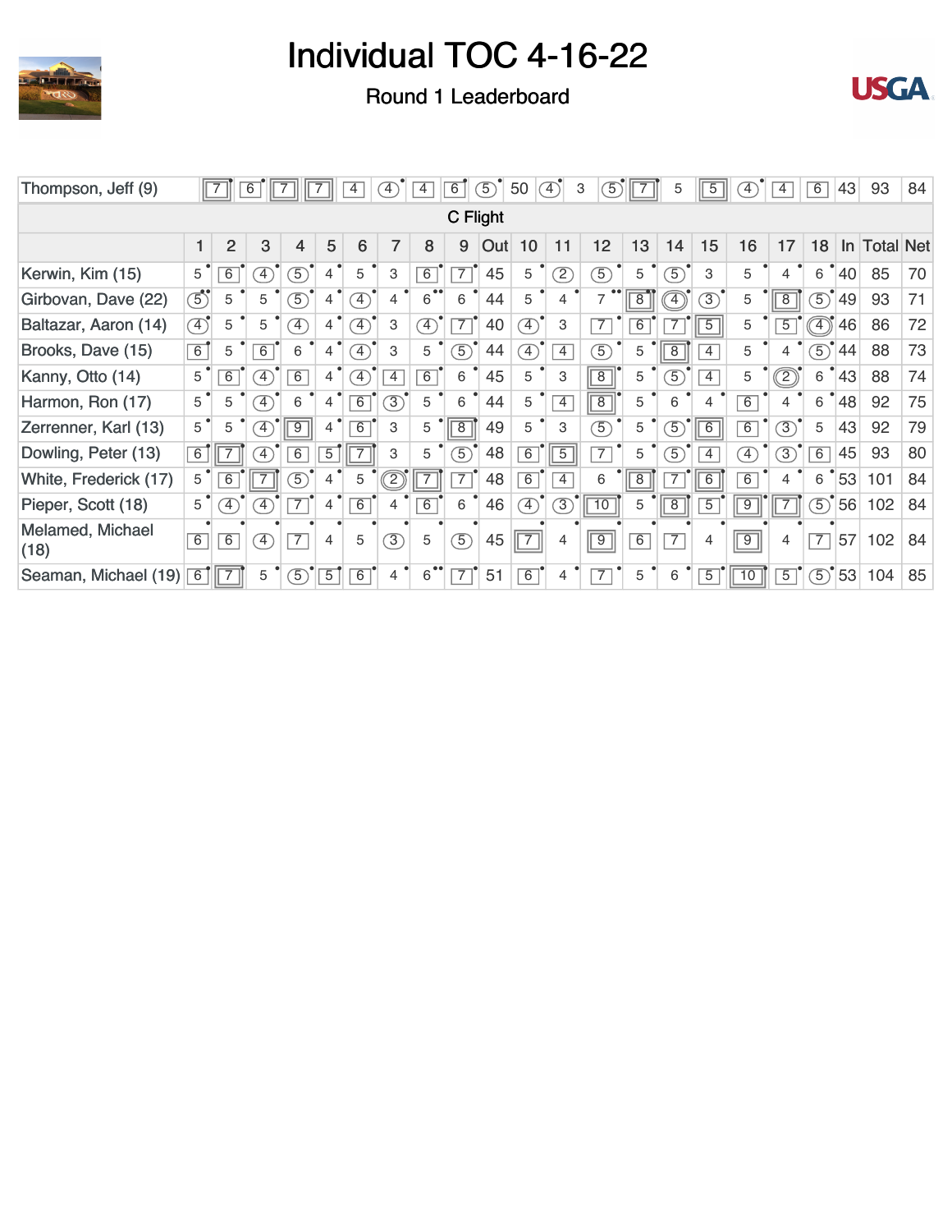# Individual TOC 4-16-22

## Round 1 Leaderboard

| | 1 | 2 | 3 | 4 | 5 | 6 | 7 | 8 | 9 | Out | 10 | 11 | 12 | 13 | 14 | 15 | 16 | 17 | 18 | In | Total | Net |
|---|---|---|---|---|---|---|---|---|---|---|---|---|---|---|---|---|---|---|---|---|---|---|
| Thompson, Jeff (9) | 7 | 6 | 7 | 7 | 4 | 4 | 4 | 6 | 5 | 50 | 4 | 3 | 5 | 7 | 5 | 5 | 4 | 4 | 6 | 43 | 93 | 84 |
| **C Flight** | | | | | | | | | | | | | | | | | | | | | | |
| | 1 | 2 | 3 | 4 | 5 | 6 | 7 | 8 | 9 | Out | 10 | 11 | 12 | 13 | 14 | 15 | 16 | 17 | 18 | In | Total | Net |
| Kerwin, Kim (15) | 5 | 6 | 4 | 5 | 4 | 5 | 3 | 6 | 7 | 45 | 5 | 2 | 5 | 5 | 5 | 3 | 5 | 4 | 6 | 40 | 85 | 70 |
| Girbovan, Dave (22) | 5 | 5 | 5 | 5 | 4 | 4 | 4 | 6 | 6 | 44 | 5 | 4 | 7 | 8 | 4 | 3 | 5 | 8 | 5 | 49 | 93 | 71 |
| Baltazar, Aaron (14) | 4 | 5 | 5 | 4 | 4 | 4 | 3 | 4 | 7 | 40 | 4 | 3 | 7 | 6 | 7 | 5 | 5 | 5 | 4 | 46 | 86 | 72 |
| Brooks, Dave (15) | 6 | 5 | 6 | 6 | 4 | 4 | 3 | 5 | 5 | 44 | 4 | 4 | 5 | 5 | 8 | 4 | 5 | 4 | 5 | 44 | 88 | 73 |
| Kanny, Otto (14) | 5 | 6 | 4 | 6 | 4 | 4 | 4 | 6 | 6 | 45 | 5 | 3 | 8 | 5 | 5 | 4 | 5 | 2 | 6 | 43 | 88 | 74 |
| Harmon, Ron (17) | 5 | 5 | 4 | 6 | 4 | 6 | 3 | 5 | 6 | 44 | 5 | 4 | 8 | 5 | 6 | 4 | 6 | 4 | 6 | 48 | 92 | 75 |
| Zerrenner, Karl (13) | 5 | 5 | 4 | 9 | 4 | 6 | 3 | 5 | 8 | 49 | 5 | 3 | 5 | 5 | 5 | 6 | 6 | 3 | 5 | 43 | 92 | 79 |
| Dowling, Peter (13) | 6 | 7 | 4 | 6 | 5 | 7 | 3 | 5 | 5 | 48 | 6 | 5 | 7 | 5 | 5 | 4 | 4 | 3 | 6 | 45 | 93 | 80 |
| White, Frederick (17) | 5 | 6 | 7 | 5 | 4 | 5 | 2 | 7 | 7 | 48 | 6 | 4 | 6 | 8 | 7 | 6 | 6 | 4 | 6 | 53 | 101 | 84 |
| Pieper, Scott (18) | 5 | 4 | 4 | 7 | 4 | 6 | 4 | 6 | 6 | 46 | 4 | 3 | 10 | 5 | 8 | 5 | 9 | 7 | 5 | 56 | 102 | 84 |
| Melamed, Michael (18) | 6 | 6 | 4 | 7 | 4 | 5 | 3 | 5 | 5 | 45 | 7 | 4 | 9 | 6 | 7 | 4 | 9 | 4 | 7 | 57 | 102 | 84 |
| Seaman, Michael (19) | 6 | 7 | 5 | 5 | 5 | 6 | 4 | 6 | 7 | 51 | 6 | 4 | 7 | 5 | 6 | 5 | 10 | 5 | 5 | 53 | 104 | 85 |